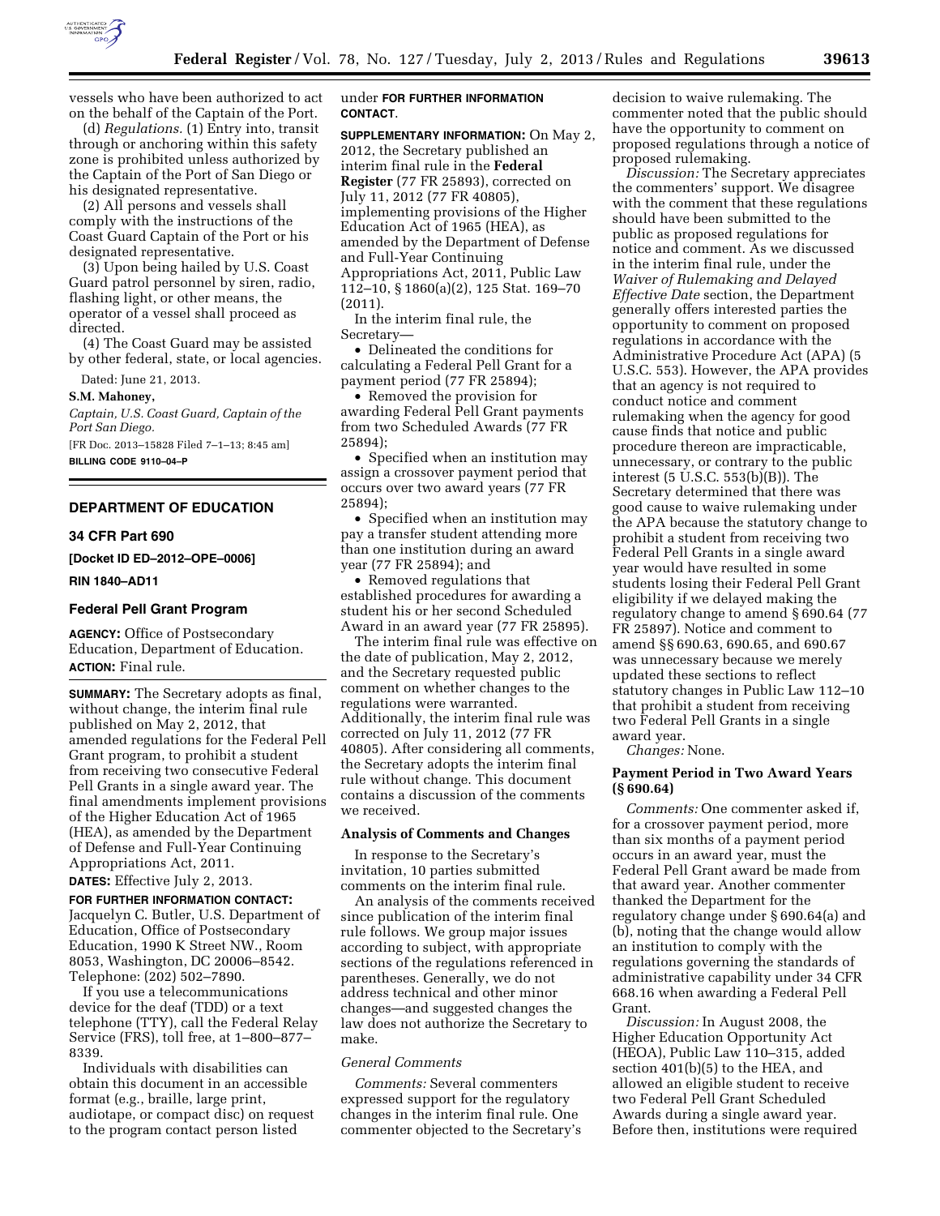vessels who have been authorized to act on the behalf of the Captain of the Port.

(d) *Regulations.* (1) Entry into, transit through or anchoring within this safety zone is prohibited unless authorized by the Captain of the Port of San Diego or his designated representative.

(2) All persons and vessels shall comply with the instructions of the Coast Guard Captain of the Port or his designated representative.

(3) Upon being hailed by U.S. Coast Guard patrol personnel by siren, radio, flashing light, or other means, the operator of a vessel shall proceed as directed.

(4) The Coast Guard may be assisted by other federal, state, or local agencies.

Dated: June 21, 2013.

**S.M. Mahoney,**

*Captain, U.S. Coast Guard, Captain of the Port San Diego.*

[FR Doc. 2013–15828 Filed 7–1–13; 8:45 am]

**BILLING CODE 9110–04–P**

## DEPARTMENT OF EDUCATION

### 34 CFR Part 690

**[Docket ID ED–2012–OPE–0006]**

**RIN 1840–AD11**

### Federal Pell Grant Program

**AGENCY:** Office of Postsecondary Education, Department of Education.

**ACTION:** Final rule.

**SUMMARY:** The Secretary adopts as final, without change, the interim final rule published on May 2, 2012, that amended regulations for the Federal Pell Grant program, to prohibit a student from receiving two consecutive Federal Pell Grants in a single award year. The final amendments implement provisions of the Higher Education Act of 1965 (HEA), as amended by the Department of Defense and Full-Year Continuing Appropriations Act, 2011.

**DATES:** Effective July 2, 2013.

**FOR FURTHER INFORMATION CONTACT:** Jacquelyn C. Butler, U.S. Department of Education, Office of Postsecondary Education, 1990 K Street NW., Room 8053, Washington, DC 20006–8542. Telephone: (202) 502–7890.

If you use a telecommunications device for the deaf (TDD) or a text telephone (TTY), call the Federal Relay Service (FRS), toll free, at 1–800–877–8339.

Individuals with disabilities can obtain this document in an accessible format (e.g., braille, large print, audiotape, or compact disc) on request to the program contact person listed under **FOR FURTHER INFORMATION CONTACT**.

**SUPPLEMENTARY INFORMATION:** On May 2, 2012, the Secretary published an interim final rule in the **Federal Register** (77 FR 25893), corrected on July 11, 2012 (77 FR 40805), implementing provisions of the Higher Education Act of 1965 (HEA), as amended by the Department of Defense and Full-Year Continuing Appropriations Act, 2011, Public Law 112–10, § 1860(a)(2), 125 Stat. 169–70 (2011).

In the interim final rule, the Secretary—

- Delineated the conditions for calculating a Federal Pell Grant for a payment period (77 FR 25894);
- Removed the provision for awarding Federal Pell Grant payments from two Scheduled Awards (77 FR 25894);
- Specified when an institution may assign a crossover payment period that occurs over two award years (77 FR 25894);
- Specified when an institution may pay a transfer student attending more than one institution during an award year (77 FR 25894); and
- Removed regulations that established procedures for awarding a student his or her second Scheduled Award in an award year (77 FR 25895).

The interim final rule was effective on the date of publication, May 2, 2012, and the Secretary requested public comment on whether changes to the regulations were warranted. Additionally, the interim final rule was corrected on July 11, 2012 (77 FR 40805). After considering all comments, the Secretary adopts the interim final rule without change. This document contains a discussion of the comments we received.

#### Analysis of Comments and Changes

In response to the Secretary's invitation, 10 parties submitted comments on the interim final rule.

An analysis of the comments received since publication of the interim final rule follows. We group major issues according to subject, with appropriate sections of the regulations referenced in parentheses. Generally, we do not address technical and other minor changes—and suggested changes the law does not authorize the Secretary to make.

*General Comments*

*Comments:* Several commenters expressed support for the regulatory changes in the interim final rule. One commenter objected to the Secretary's decision to waive rulemaking. The commenter noted that the public should have the opportunity to comment on proposed regulations through a notice of proposed rulemaking.

*Discussion:* The Secretary appreciates the commenters' support. We disagree with the comment that these regulations should have been submitted to the public as proposed regulations for notice and comment. As we discussed in the interim final rule, under the *Waiver of Rulemaking and Delayed Effective Date* section, the Department generally offers interested parties the opportunity to comment on proposed regulations in accordance with the Administrative Procedure Act (APA) (5 U.S.C. 553). However, the APA provides that an agency is not required to conduct notice and comment rulemaking when the agency for good cause finds that notice and public procedure thereon are impracticable, unnecessary, or contrary to the public interest (5 U.S.C. 553(b)(B)). The Secretary determined that there was good cause to waive rulemaking under the APA because the statutory change to prohibit a student from receiving two Federal Pell Grants in a single award year would have resulted in some students losing their Federal Pell Grant eligibility if we delayed making the regulatory change to amend § 690.64 (77 FR 25897). Notice and comment to amend §§ 690.63, 690.65, and 690.67 was unnecessary because we merely updated these sections to reflect statutory changes in Public Law 112–10 that prohibit a student from receiving two Federal Pell Grants in a single award year.

*Changes:* None.

#### Payment Period in Two Award Years (§ 690.64)

*Comments:* One commenter asked if, for a crossover payment period, more than six months of a payment period occurs in an award year, must the Federal Pell Grant award be made from that award year. Another commenter thanked the Department for the regulatory change under § 690.64(a) and (b), noting that the change would allow an institution to comply with the regulations governing the standards of administrative capability under 34 CFR 668.16 when awarding a Federal Pell Grant.

*Discussion:* In August 2008, the Higher Education Opportunity Act (HEOA), Public Law 110–315, added section 401(b)(5) to the HEA, and allowed an eligible student to receive two Federal Pell Grant Scheduled Awards during a single award year. Before then, institutions were required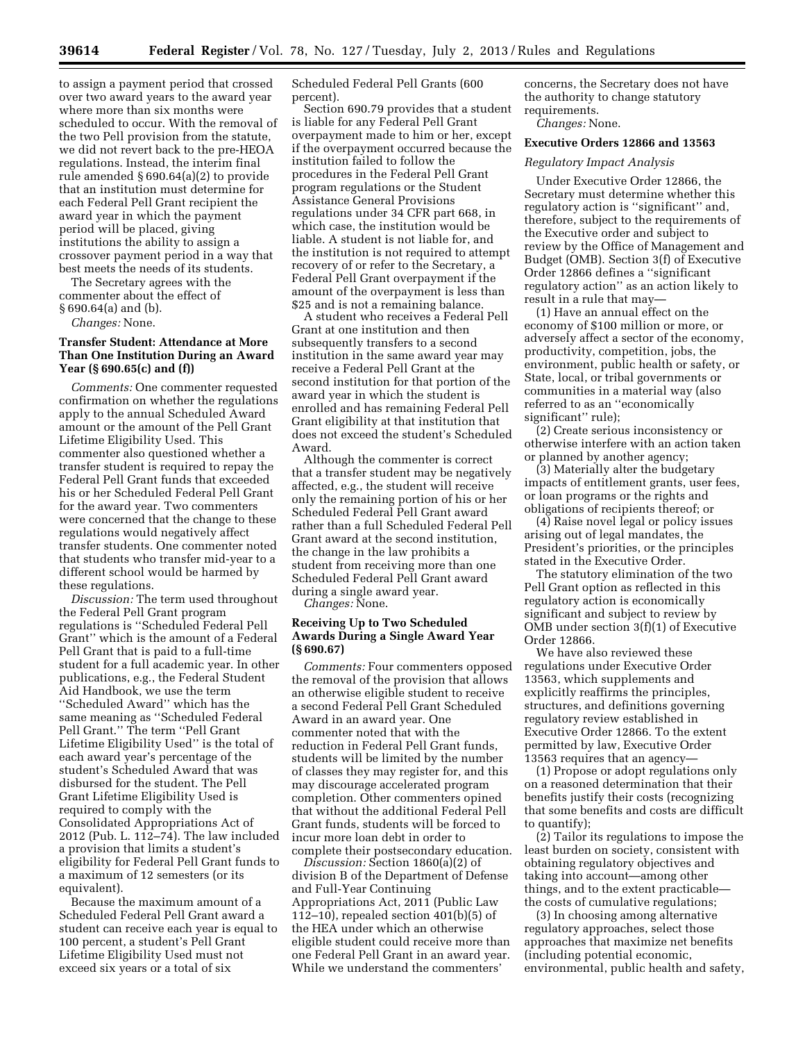to assign a payment period that crossed over two award years to the award year where more than six months were scheduled to occur. With the removal of the two Pell provision from the statute, we did not revert back to the pre-HEOA regulations. Instead, the interim final rule amended § 690.64(a)(2) to provide that an institution must determine for each Federal Pell Grant recipient the award year in which the payment period will be placed, giving institutions the ability to assign a crossover payment period in a way that best meets the needs of its students.

The Secretary agrees with the commenter about the effect of § 690.64(a) and (b).

*Changes:* None.

### Transfer Student: Attendance at More Than One Institution During an Award Year (§ 690.65(c) and (f))

*Comments:* One commenter requested confirmation on whether the regulations apply to the annual Scheduled Award amount or the amount of the Pell Grant Lifetime Eligibility Used. This commenter also questioned whether a transfer student is required to repay the Federal Pell Grant funds that exceeded his or her Scheduled Federal Pell Grant for the award year. Two commenters were concerned that the change to these regulations would negatively affect transfer students. One commenter noted that students who transfer mid-year to a different school would be harmed by these regulations.

*Discussion:* The term used throughout the Federal Pell Grant program regulations is ''Scheduled Federal Pell Grant'' which is the amount of a Federal Pell Grant that is paid to a full-time student for a full academic year. In other publications, e.g., the Federal Student Aid Handbook, we use the term ''Scheduled Award'' which has the same meaning as ''Scheduled Federal Pell Grant.'' The term ''Pell Grant Lifetime Eligibility Used'' is the total of each award year's percentage of the student's Scheduled Award that was disbursed for the student. The Pell Grant Lifetime Eligibility Used is required to comply with the Consolidated Appropriations Act of 2012 (Pub. L. 112–74). The law included a provision that limits a student's eligibility for Federal Pell Grant funds to a maximum of 12 semesters (or its equivalent).

Because the maximum amount of a Scheduled Federal Pell Grant award a student can receive each year is equal to 100 percent, a student's Pell Grant Lifetime Eligibility Used must not exceed six years or a total of six Scheduled Federal Pell Grants (600 percent).

Section 690.79 provides that a student is liable for any Federal Pell Grant overpayment made to him or her, except if the overpayment occurred because the institution failed to follow the procedures in the Federal Pell Grant program regulations or the Student Assistance General Provisions regulations under 34 CFR part 668, in which case, the institution would be liable. A student is not liable for, and the institution is not required to attempt recovery of or refer to the Secretary, a Federal Pell Grant overpayment if the amount of the overpayment is less than $25 and is not a remaining balance.

A student who receives a Federal Pell Grant at one institution and then subsequently transfers to a second institution in the same award year may receive a Federal Pell Grant at the second institution for that portion of the award year in which the student is enrolled and has remaining Federal Pell Grant eligibility at that institution that does not exceed the student's Scheduled Award.

Although the commenter is correct that a transfer student may be negatively affected, e.g., the student will receive only the remaining portion of his or her Scheduled Federal Pell Grant award rather than a full Scheduled Federal Pell Grant award at the second institution, the change in the law prohibits a student from receiving more than one Scheduled Federal Pell Grant award during a single award year.

*Changes:* None.

### Receiving Up to Two Scheduled Awards During a Single Award Year (§ 690.67)

*Comments:* Four commenters opposed the removal of the provision that allows an otherwise eligible student to receive a second Federal Pell Grant Scheduled Award in an award year. One commenter noted that with the reduction in Federal Pell Grant funds, students will be limited by the number of classes they may register for, and this may discourage accelerated program completion. Other commenters opined that without the additional Federal Pell Grant funds, students will be forced to incur more loan debt in order to complete their postsecondary education.

*Discussion:* Section 1860(a)(2) of division B of the Department of Defense and Full-Year Continuing Appropriations Act, 2011 (Public Law 112–10), repealed section 401(b)(5) of the HEA under which an otherwise eligible student could receive more than one Federal Pell Grant in an award year. While we understand the commenters' concerns, the Secretary does not have the authority to change statutory requirements.

*Changes:* None.

### Executive Orders 12866 and 13563

*Regulatory Impact Analysis*

Under Executive Order 12866, the Secretary must determine whether this regulatory action is ''significant'' and, therefore, subject to the requirements of the Executive order and subject to review by the Office of Management and Budget (OMB). Section 3(f) of Executive Order 12866 defines a ''significant regulatory action'' as an action likely to result in a rule that may—

(1) Have an annual effect on the economy of $100 million or more, or adversely affect a sector of the economy, productivity, competition, jobs, the environment, public health or safety, or State, local, or tribal governments or communities in a material way (also referred to as an ''economically significant'' rule);

(2) Create serious inconsistency or otherwise interfere with an action taken or planned by another agency;

(3) Materially alter the budgetary impacts of entitlement grants, user fees, or loan programs or the rights and obligations of recipients thereof; or

(4) Raise novel legal or policy issues arising out of legal mandates, the President's priorities, or the principles stated in the Executive Order.

The statutory elimination of the two Pell Grant option as reflected in this regulatory action is economically significant and subject to review by OMB under section 3(f)(1) of Executive Order 12866.

We have also reviewed these regulations under Executive Order 13563, which supplements and explicitly reaffirms the principles, structures, and definitions governing regulatory review established in Executive Order 12866. To the extent permitted by law, Executive Order 13563 requires that an agency—

(1) Propose or adopt regulations only on a reasoned determination that their benefits justify their costs (recognizing that some benefits and costs are difficult to quantify);

(2) Tailor its regulations to impose the least burden on society, consistent with obtaining regulatory objectives and taking into account—among other things, and to the extent practicable—the costs of cumulative regulations;

(3) In choosing among alternative regulatory approaches, select those approaches that maximize net benefits (including potential economic, environmental, public health and safety,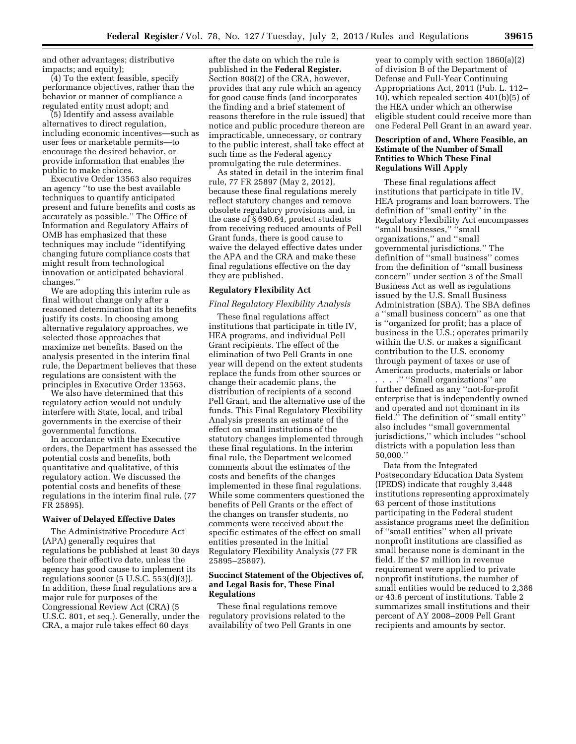and other advantages; distributive impacts; and equity);

(4) To the extent feasible, specify performance objectives, rather than the behavior or manner of compliance a regulated entity must adopt; and

(5) Identify and assess available alternatives to direct regulation, including economic incentives—such as user fees or marketable permits—to encourage the desired behavior, or provide information that enables the public to make choices.

Executive Order 13563 also requires an agency "to use the best available techniques to quantify anticipated present and future benefits and costs as accurately as possible." The Office of Information and Regulatory Affairs of OMB has emphasized that these techniques may include "identifying changing future compliance costs that might result from technological innovation or anticipated behavioral changes."

We are adopting this interim rule as final without change only after a reasoned determination that its benefits justify its costs. In choosing among alternative regulatory approaches, we selected those approaches that maximize net benefits. Based on the analysis presented in the interim final rule, the Department believes that these regulations are consistent with the principles in Executive Order 13563.

We also have determined that this regulatory action would not unduly interfere with State, local, and tribal governments in the exercise of their governmental functions.

In accordance with the Executive orders, the Department has assessed the potential costs and benefits, both quantitative and qualitative, of this regulatory action. We discussed the potential costs and benefits of these regulations in the interim final rule. (77 FR 25895).

**Waiver of Delayed Effective Dates**

The Administrative Procedure Act (APA) generally requires that regulations be published at least 30 days before their effective date, unless the agency has good cause to implement its regulations sooner (5 U.S.C. 553(d)(3)). In addition, these final regulations are a major rule for purposes of the Congressional Review Act (CRA) (5 U.S.C. 801, et seq.). Generally, under the CRA, a major rule takes effect 60 days after the date on which the rule is published in the **Federal Register.** Section 808(2) of the CRA, however, provides that any rule which an agency for good cause finds (and incorporates the finding and a brief statement of reasons therefore in the rule issued) that notice and public procedure thereon are impracticable, unnecessary, or contrary to the public interest, shall take effect at such time as the Federal agency promulgating the rule determines.

As stated in detail in the interim final rule, 77 FR 25897 (May 2, 2012), because these final regulations merely reflect statutory changes and remove obsolete regulatory provisions and, in the case of § 690.64, protect students from receiving reduced amounts of Pell Grant funds, there is good cause to waive the delayed effective dates under the APA and the CRA and make these final regulations effective on the day they are published.

**Regulatory Flexibility Act**

*Final Regulatory Flexibility Analysis*

These final regulations affect institutions that participate in title IV, HEA programs, and individual Pell Grant recipients. The effect of the elimination of two Pell Grants in one year will depend on the extent students replace the funds from other sources or change their academic plans, the distribution of recipients of a second Pell Grant, and the alternative use of the funds. This Final Regulatory Flexibility Analysis presents an estimate of the effect on small institutions of the statutory changes implemented through these final regulations. In the interim final rule, the Department welcomed comments about the estimates of the costs and benefits of the changes implemented in these final regulations. While some commenters questioned the benefits of Pell Grants or the effect of the changes on transfer students, no comments were received about the specific estimates of the effect on small entities presented in the Initial Regulatory Flexibility Analysis (77 FR 25895–25897).

**Succinct Statement of the Objectives of, and Legal Basis for, These Final Regulations**

These final regulations remove regulatory provisions related to the availability of two Pell Grants in one year to comply with section 1860(a)(2) of division B of the Department of Defense and Full-Year Continuing Appropriations Act, 2011 (Pub. L. 112–10), which repealed section 401(b)(5) of the HEA under which an otherwise eligible student could receive more than one Federal Pell Grant in an award year.

**Description of and, Where Feasible, an Estimate of the Number of Small Entities to Which These Final Regulations Will Apply**

These final regulations affect institutions that participate in title IV, HEA programs and loan borrowers. The definition of "small entity" in the Regulatory Flexibility Act encompasses "small businesses," "small organizations," and "small governmental jurisdictions." The definition of "small business" comes from the definition of "small business concern" under section 3 of the Small Business Act as well as regulations issued by the U.S. Small Business Administration (SBA). The SBA defines a "small business concern" as one that is "organized for profit; has a place of business in the U.S.; operates primarily within the U.S. or makes a significant contribution to the U.S. economy through payment of taxes or use of American products, materials or labor . . . ." "Small organizations" are further defined as any "not-for-profit enterprise that is independently owned and operated and not dominant in its field." The definition of "small entity" also includes "small governmental jurisdictions," which includes "school districts with a population less than 50,000."

Data from the Integrated Postsecondary Education Data System (IPEDS) indicate that roughly 3,448 institutions representing approximately 63 percent of those institutions participating in the Federal student assistance programs meet the definition of "small entities" when all private nonprofit institutions are classified as small because none is dominant in the field. If the $7 million in revenue requirement were applied to private nonprofit institutions, the number of small entities would be reduced to 2,386 or 43.6 percent of institutions. Table 2 summarizes small institutions and their percent of AY 2008–2009 Pell Grant recipients and amounts by sector.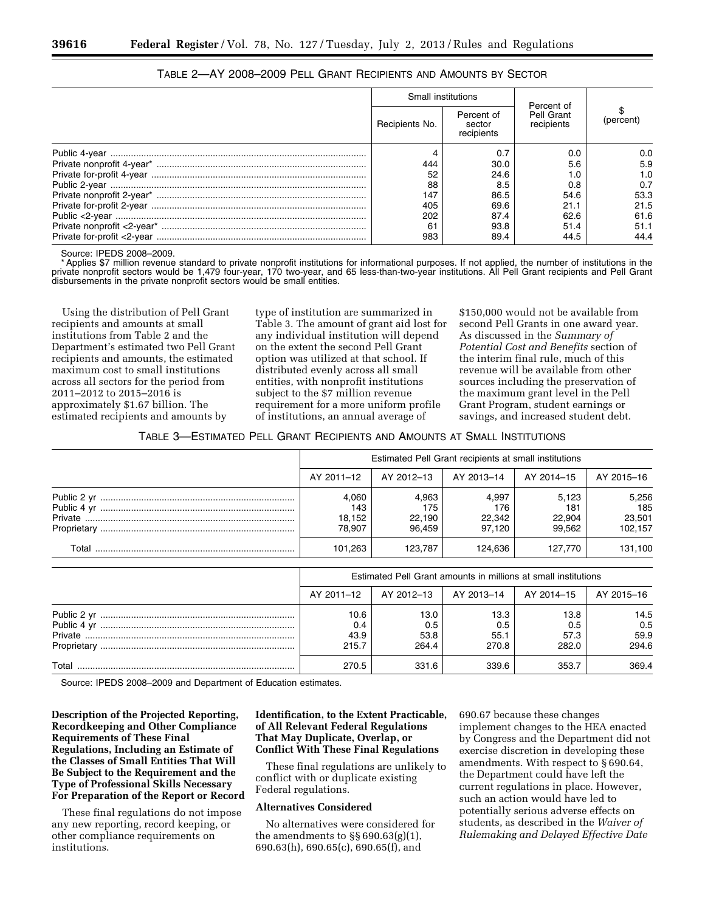TABLE 2—AY 2008–2009 PELL GRANT RECIPIENTS AND AMOUNTS BY SECTOR

| | Small institutions | | Percent of Pell Grant recipients | $ (percent) |
|---|---|---|---|---|
| | Recipients No. | Percent of sector recipients | | |
| Public 4-year | 4 | 0.7 | 0.0 | 0.0 |
| Private nonprofit 4-year* | 444 | 30.0 | 5.6 | 5.9 |
| Private for-profit 4-year | 52 | 24.6 | 1.0 | 1.0 |
| Public 2-year | 88 | 8.5 | 0.8 | 0.7 |
| Private nonprofit 2-year* | 147 | 86.5 | 54.6 | 53.3 |
| Private for-profit 2-year | 405 | 69.6 | 21.1 | 21.5 |
| Public <2-year | 202 | 87.4 | 62.6 | 61.6 |
| Private nonprofit <2-year* | 61 | 93.8 | 51.4 | 51.1 |
| Private for-profit <2-year | 983 | 89.4 | 44.5 | 44.4 |

Source: IPEDS 2008–2009.

\* Applies $7 million revenue standard to private nonprofit institutions for informational purposes. If not applied, the number of institutions in the private nonprofit sectors would be 1,479 four-year, 170 two-year, and 65 less-than-two-year institutions. All Pell Grant recipients and Pell Grant disbursements in the private nonprofit sectors would be small entities.

Using the distribution of Pell Grant recipients and amounts at small institutions from Table 2 and the Department's estimated two Pell Grant recipients and amounts, the estimated maximum cost to small institutions across all sectors for the period from 2011–2012 to 2015–2016 is approximately $1.67 billion. The estimated recipients and amounts by type of institution are summarized in Table 3. The amount of grant aid lost for any individual institution will depend on the extent the second Pell Grant option was utilized at that school. If distributed evenly across all small entities, with nonprofit institutions subject to the $7 million revenue requirement for a more uniform profile of institutions, an annual average of $150,000 would not be available from second Pell Grants in one award year. As discussed in the *Summary of Potential Cost and Benefits* section of the interim final rule, much of this revenue will be available from other sources including the preservation of the maximum grant level in the Pell Grant Program, student earnings or savings, and increased student debt.

TABLE 3—ESTIMATED PELL GRANT RECIPIENTS AND AMOUNTS AT SMALL INSTITUTIONS

| | Estimated Pell Grant recipients at small institutions | | | | |
|---|---|---|---|---|---|
| | AY 2011–12 | AY 2012–13 | AY 2013–14 | AY 2014–15 | AY 2015–16 |
| Public 2 yr | 4,060 | 4,963 | 4,997 | 5,123 | 5,256 |
| Public 4 yr | 143 | 175 | 176 | 181 | 185 |
| Private | 18,152 | 22,190 | 22,342 | 22,904 | 23,501 |
| Proprietary | 78,907 | 96,459 | 97,120 | 99,562 | 102,157 |
| Total | 101,263 | 123,787 | 124,636 | 127,770 | 131,100 |

| | Estimated Pell Grant amounts in millions at small institutions | | | | |
|---|---|---|---|---|---|
| | AY 2011–12 | AY 2012–13 | AY 2013–14 | AY 2014–15 | AY 2015–16 |
| Public 2 yr | 10.6 | 13.0 | 13.3 | 13.8 | 14.5 |
| Public 4 yr | 0.4 | 0.5 | 0.5 | 0.5 | 0.5 |
| Private | 43.9 | 53.8 | 55.1 | 57.3 | 59.9 |
| Proprietary | 215.7 | 264.4 | 270.8 | 282.0 | 294.6 |
| Total | 270.5 | 331.6 | 339.6 | 353.7 | 369.4 |

Source: IPEDS 2008–2009 and Department of Education estimates.

**Description of the Projected Reporting, Recordkeeping and Other Compliance Requirements of These Final Regulations, Including an Estimate of the Classes of Small Entities That Will Be Subject to the Requirement and the Type of Professional Skills Necessary For Preparation of the Report or Record**

These final regulations do not impose any new reporting, record keeping, or other compliance requirements on institutions.

**Identification, to the Extent Practicable, of All Relevant Federal Regulations That May Duplicate, Overlap, or Conflict With These Final Regulations**

These final regulations are unlikely to conflict with or duplicate existing Federal regulations.

**Alternatives Considered**

No alternatives were considered for the amendments to §§ 690.63(g)(1), 690.63(h), 690.65(c), 690.65(f), and 690.67 because these changes implement changes to the HEA enacted by Congress and the Department did not exercise discretion in developing these amendments. With respect to § 690.64, the Department could have left the current regulations in place. However, such an action would have led to potentially serious adverse effects on students, as described in the *Waiver of Rulemaking and Delayed Effective Date*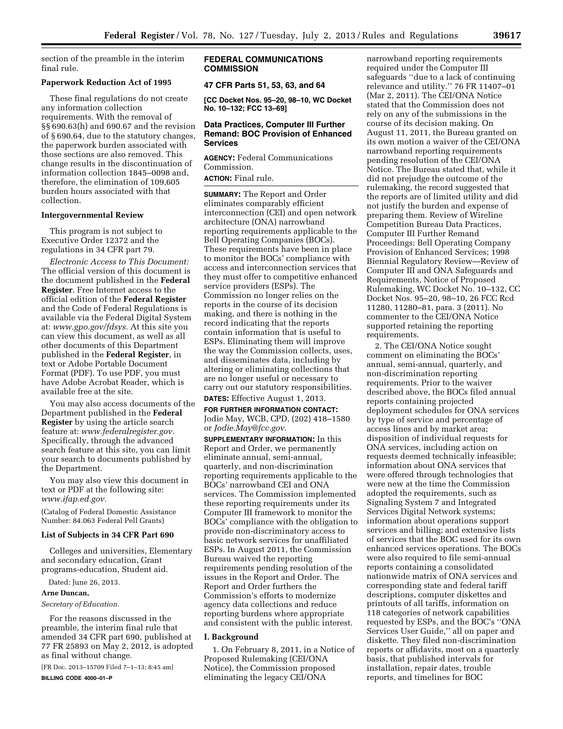section of the preamble in the interim final rule.

### Paperwork Reduction Act of 1995

These final regulations do not create any information collection requirements. With the removal of §§ 690.63(h) and 690.67 and the revision of § 690.64, due to the statutory changes, the paperwork burden associated with those sections are also removed. This change results in the discontinuation of information collection 1845–0098 and, therefore, the elimination of 109,605 burden hours associated with that collection.

### Intergovernmental Review

This program is not subject to Executive Order 12372 and the regulations in 34 CFR part 79.

*Electronic Access to This Document:* The official version of this document is the document published in the **Federal Register**. Free Internet access to the official edition of the **Federal Register** and the Code of Federal Regulations is available via the Federal Digital System at: *www.gpo.gov/fdsys.* At this site you can view this document, as well as all other documents of this Department published in the **Federal Register**, in text or Adobe Portable Document Format (PDF). To use PDF, you must have Adobe Acrobat Reader, which is available free at the site.

You may also access documents of the Department published in the **Federal Register** by using the article search feature at: *www.federalregister.gov.* Specifically, through the advanced search feature at this site, you can limit your search to documents published by the Department.

You may also view this document in text or PDF at the following site: *www.ifap.ed.gov.*

(Catalog of Federal Domestic Assistance Number: 84.063 Federal Pell Grants)

### List of Subjects in 34 CFR Part 690

Colleges and universities, Elementary and secondary education, Grant programs-education, Student aid.

Dated: June 26, 2013.

**Arne Duncan,**

*Secretary of Education.*

For the reasons discussed in the preamble, the interim final rule that amended 34 CFR part 690, published at 77 FR 25893 on May 2, 2012, is adopted as final without change.

[FR Doc. 2013–15709 Filed 7–1–13; 8:45 am]

**BILLING CODE 4000–01–P**

## FEDERAL COMMUNICATIONS COMMISSION

### 47 CFR Parts 51, 53, 63, and 64

**[CC Docket Nos. 95–20, 98–10, WC Docket No. 10–132; FCC 13–69]**

## Data Practices, Computer III Further Remand: BOC Provision of Enhanced Services

**AGENCY:** Federal Communications Commission.

**ACTION:** Final rule.

**SUMMARY:** The Report and Order eliminates comparably efficient interconnection (CEI) and open network architecture (ONA) narrowband reporting requirements applicable to the Bell Operating Companies (BOCs). These requirements have been in place to monitor the BOCs' compliance with access and interconnection services that they must offer to competitive enhanced service providers (ESPs). The Commission no longer relies on the reports in the course of its decision making, and there is nothing in the record indicating that the reports contain information that is useful to ESPs. Eliminating them will improve the way the Commission collects, uses, and disseminates data, including by altering or eliminating collections that are no longer useful or necessary to carry out our statutory responsibilities.

**DATES:** Effective August 1, 2013.

**FOR FURTHER INFORMATION CONTACT:** Jodie May, WCB, CPD, (202) 418–1580 or *Jodie.May@fcc.gov.*

**SUPPLEMENTARY INFORMATION:** In this Report and Order, we permanently eliminate annual, semi-annual, quarterly, and non-discrimination reporting requirements applicable to the BOCs' narrowband CEI and ONA services. The Commission implemented these reporting requirements under its Computer III framework to monitor the BOCs' compliance with the obligation to provide non-discriminatory access to basic network services for unaffiliated ESPs. In August 2011, the Commission Bureau waived the reporting requirements pending resolution of the issues in the Report and Order. The Report and Order furthers the Commission's efforts to modernize agency data collections and reduce reporting burdens where appropriate and consistent with the public interest.

### I. Background

1. On February 8, 2011, in a Notice of Proposed Rulemaking (CEI/ONA Notice), the Commission proposed eliminating the legacy CEI/ONA narrowband reporting requirements required under the Computer III safeguards ''due to a lack of continuing relevance and utility.'' 76 FR 11407–01 (Mar 2, 2011). The CEI/ONA Notice stated that the Commission does not rely on any of the submissions in the course of its decision making. On August 11, 2011, the Bureau granted on its own motion a waiver of the CEI/ONA narrowband reporting requirements pending resolution of the CEI/ONA Notice. The Bureau stated that, while it did not prejudge the outcome of the rulemaking, the record suggested that the reports are of limited utility and did not justify the burden and expense of preparing them. Review of Wireline Competition Bureau Data Practices, Computer III Further Remand Proceedings: Bell Operating Company Provision of Enhanced Services; 1998 Biennial Regulatory Review—Review of Computer III and ONA Safeguards and Requirements, Notice of Proposed Rulemaking, WC Docket No. 10–132, CC Docket Nos. 95–20, 98–10, 26 FCC Rcd 11280, 11280–81, para. 3 (2011). No commenter to the CEI/ONA Notice supported retaining the reporting requirements.

2. The CEI/ONA Notice sought comment on eliminating the BOCs' annual, semi-annual, quarterly, and non-discrimination reporting requirements. Prior to the waiver described above, the BOCs filed annual reports containing projected deployment schedules for ONA services by type of service and percentage of access lines and by market area; disposition of individual requests for ONA services, including action on requests deemed technically infeasible; information about ONA services that were offered through technologies that were new at the time the Commission adopted the requirements, such as Signaling System 7 and Integrated Services Digital Network systems; information about operations support services and billing; and extensive lists of services that the BOC used for its own enhanced services operations. The BOCs were also required to file semi-annual reports containing a consolidated nationwide matrix of ONA services and corresponding state and federal tariff descriptions, computer diskettes and printouts of all tariffs, information on 118 categories of network capabilities requested by ESPs, and the BOC's ''ONA Services User Guide,'' all on paper and diskette. They filed non-discrimination reports or affidavits, most on a quarterly basis, that published intervals for installation, repair dates, trouble reports, and timelines for BOC